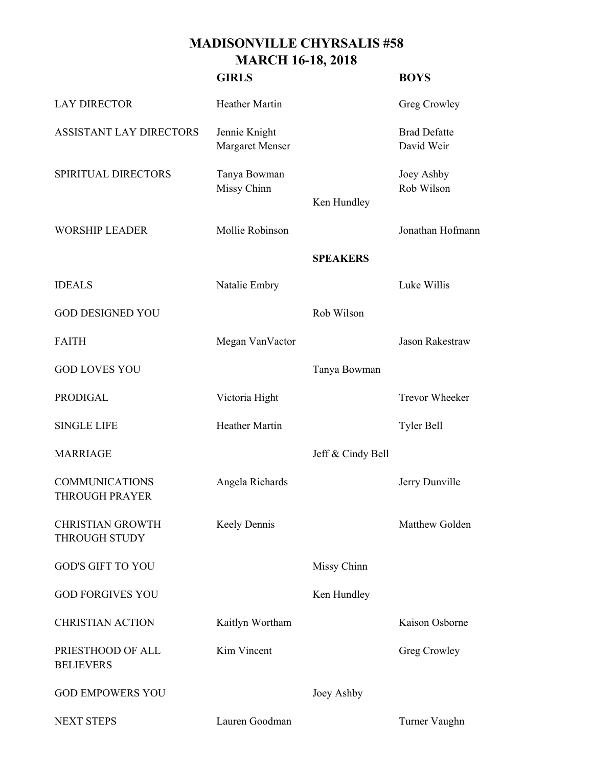# MADISONVILLE CHYRSALIS #58
## MARCH 16-18, 2018

| | GIRLS | | BOYS |
|---|---|---|---|
| LAY DIRECTOR | Heather Martin | | Greg Crowley |
| ASSISTANT LAY DIRECTORS | Jennie Knight<br>Margaret Menser | | Brad Defatte<br>David Weir |
| SPIRITUAL DIRECTORS | Tanya Bowman<br>Missy Chinn | Ken Hundley | Joey Ashby<br>Rob Wilson |
| WORSHIP LEADER | Mollie Robinson | | Jonathan Hofmann |
| | | **SPEAKERS** | |
| IDEALS | Natalie Embry | | Luke Willis |
| GOD DESIGNED YOU | | Rob Wilson | |
| FAITH | Megan VanVactor | | Jason Rakestraw |
| GOD LOVES YOU | | Tanya Bowman | |
| PRODIGAL | Victoria Hight | | Trevor Wheeker |
| SINGLE LIFE | Heather Martin | | Tyler Bell |
| MARRIAGE | | Jeff & Cindy Bell | |
| COMMUNICATIONS THROUGH PRAYER | Angela Richards | | Jerry Dunville |
| CHRISTIAN GROWTH THROUGH STUDY | Keely Dennis | | Matthew Golden |
| GOD'S GIFT TO YOU | | Missy Chinn | |
| GOD FORGIVES YOU | | Ken Hundley | |
| CHRISTIAN ACTION | Kaitlyn Wortham | | Kaison Osborne |
| PRIESTHOOD OF ALL BELIEVERS | Kim Vincent | | Greg Crowley |
| GOD EMPOWERS YOU | | Joey Ashby | |
| NEXT STEPS | Lauren Goodman | | Turner Vaughn |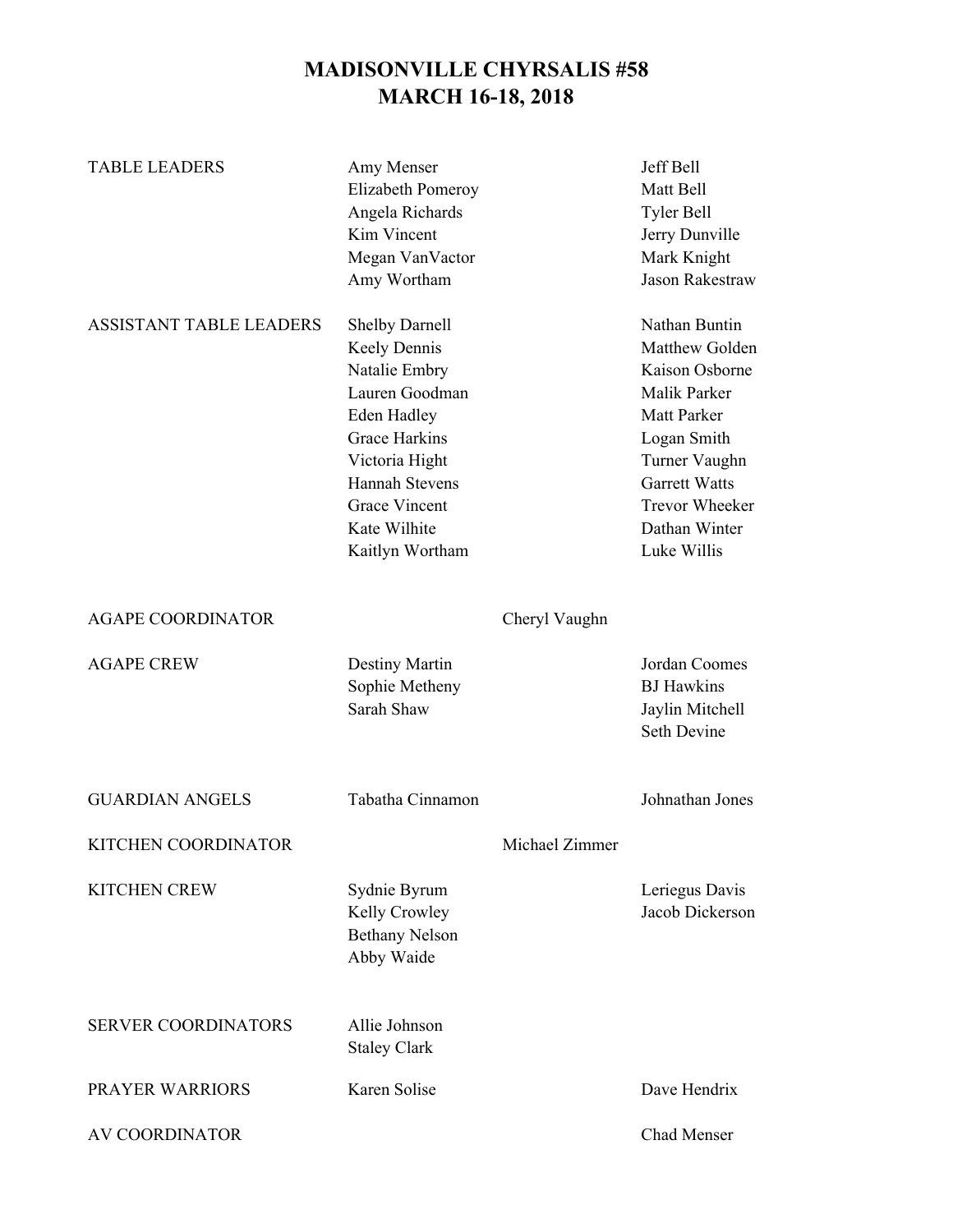# MADISONVILLE CHYRSALIS #58
# MARCH 16-18, 2018

| | | | |
|---|---|---|---|
| TABLE LEADERS | Amy Menser | | Jeff Bell |
| | Elizabeth Pomeroy | | Matt Bell |
| | Angela Richards | | Tyler Bell |
| | Kim Vincent | | Jerry Dunville |
| | Megan VanVactor | | Mark Knight |
| | Amy Wortham | | Jason Rakestraw |
| ASSISTANT TABLE LEADERS | Shelby Darnell | | Nathan Buntin |
| | Keely Dennis | | Matthew Golden |
| | Natalie Embry | | Kaison Osborne |
| | Lauren Goodman | | Malik Parker |
| | Eden Hadley | | Matt Parker |
| | Grace Harkins | | Logan Smith |
| | Victoria Hight | | Turner Vaughn |
| | Hannah Stevens | | Garrett Watts |
| | Grace Vincent | | Trevor Wheeker |
| | Kate Wilhite | | Dathan Winter |
| | Kaitlyn Wortham | | Luke Willis |
| AGAPE COORDINATOR | | Cheryl Vaughn | |
| AGAPE CREW | Destiny Martin | | Jordan Coomes |
| | Sophie Metheny | | BJ Hawkins |
| | Sarah Shaw | | Jaylin Mitchell |
| | | | Seth Devine |
| GUARDIAN ANGELS | Tabatha Cinnamon | | Johnathan Jones |
| KITCHEN COORDINATOR | | Michael Zimmer | |
| KITCHEN CREW | Sydnie Byrum | | Leriegus Davis |
| | Kelly Crowley | | Jacob Dickerson |
| | Bethany Nelson | | |
| | Abby Waide | | |
| SERVER COORDINATORS | Allie Johnson | | |
| | Staley Clark | | |
| PRAYER WARRIORS | Karen Solise | | Dave Hendrix |
| AV COORDINATOR | | | Chad Menser |